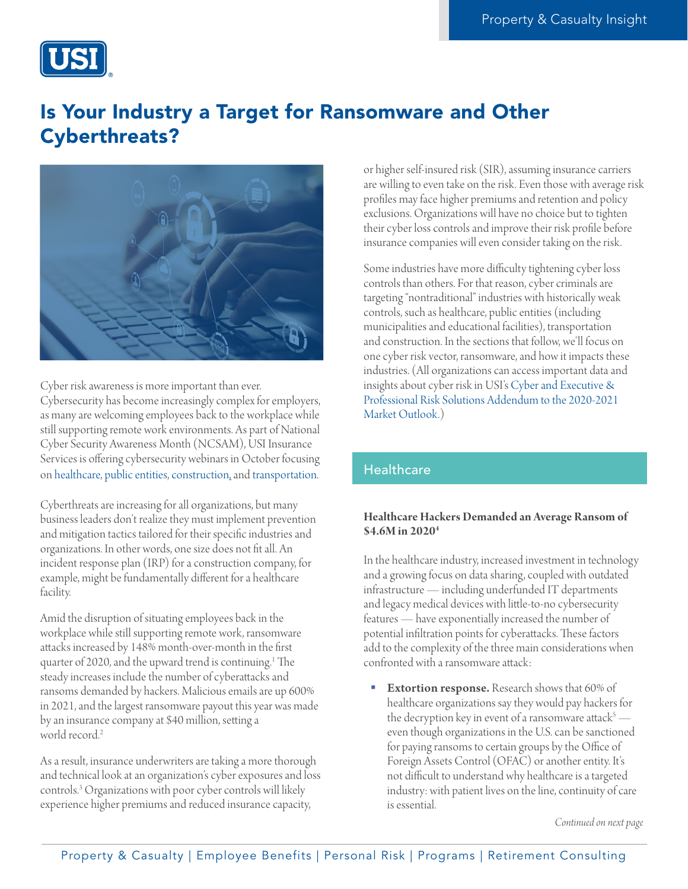# Is Your Industry a Target for Ransomware and Other Cyberthreats?

Cyber risk awareness is more important than ever. Cybersecurity has become increasingly complex for employers, as many are welcoming employees back to the workplace while still supporting remote work environments. As part of National Cyber Security Awareness Month (NCSAM), USI Insurance Services is offering cybersecurity webinars in October focusing on healthcare, public entities, construction, and transportation.

Cyberthreats are increasing for all organizations, but many business leaders don't realize they must implement prevention and mitigation tactics tailored for their specific industries and organizations. In other words, one size does not fit all. An incident response plan (IRP) for a construction company, for example, might be fundamentally different for a healthcare facility.

Amid the disruption of situating employees back in the workplace while still supporting remote work, ransomware attacks increased by 148% month-over-month in the first quarter of 2020, and the upward trend is continuing.[1] The steady increases include the number of cyberattacks and ransoms demanded by hackers. Malicious emails are up 600% in 2021, and the largest ransomware payout this year was made by an insurance company at $40 million, setting a world record.[2]

As a result, insurance underwriters are taking a more thorough and technical look at an organization's cyber exposures and loss controls.[3] Organizations with poor cyber controls will likely experience higher premiums and reduced insurance capacity, or higher self-insured risk (SIR), assuming insurance carriers are willing to even take on the risk. Even those with average risk profiles may face higher premiums and retention and policy exclusions. Organizations will have no choice but to tighten their cyber loss controls and improve their risk profile before insurance companies will even consider taking on the risk.

Some industries have more difficulty tightening cyber loss controls than others. For that reason, cyber criminals are targeting "nontraditional" industries with historically weak controls, such as healthcare, public entities (including municipalities and educational facilities), transportation and construction. In the sections that follow, we'll focus on one cyber risk vector, ransomware, and how it impacts these industries. (All organizations can access important data and insights about cyber risk in USI's Cyber and Executive & Professional Risk Solutions Addendum to the 2020-2021 Market Outlook.)

## Healthcare

### Healthcare Hackers Demanded an Average Ransom of $4.6M in 2020[4]

In the healthcare industry, increased investment in technology and a growing focus on data sharing, coupled with outdated infrastructure — including underfunded IT departments and legacy medical devices with little-to-no cybersecurity features — have exponentially increased the number of potential infiltration points for cyberattacks. These factors add to the complexity of the three main considerations when confronted with a ransomware attack:

- **Extortion response.** Research shows that 60% of healthcare organizations say they would pay hackers for the decryption key in event of a ransomware attack[5] — even though organizations in the U.S. can be sanctioned for paying ransoms to certain groups by the Office of Foreign Assets Control (OFAC) or another entity. It's not difficult to understand why healthcare is a targeted industry: with patient lives on the line, continuity of care is essential.

*Continued on next page*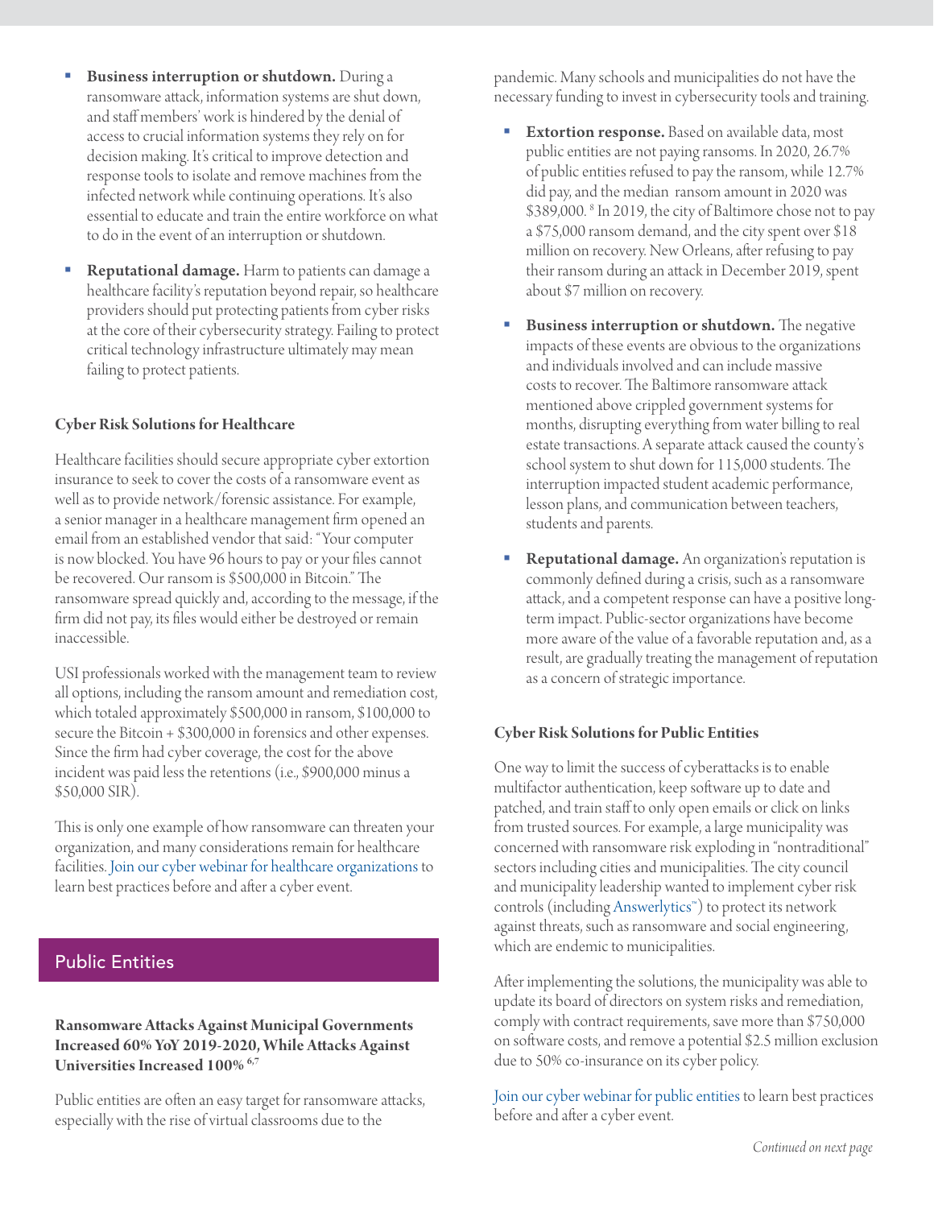- **Business interruption or shutdown.** During a ransomware attack, information systems are shut down, and staff members' work is hindered by the denial of access to crucial information systems they rely on for decision making. It's critical to improve detection and response tools to isolate and remove machines from the infected network while continuing operations. It's also essential to educate and train the entire workforce on what to do in the event of an interruption or shutdown.
- **Reputational damage.** Harm to patients can damage a healthcare facility's reputation beyond repair, so healthcare providers should put protecting patients from cyber risks at the core of their cybersecurity strategy. Failing to protect critical technology infrastructure ultimately may mean failing to protect patients.

### Cyber Risk Solutions for Healthcare

Healthcare facilities should secure appropriate cyber extortion insurance to seek to cover the costs of a ransomware event as well as to provide network/forensic assistance. For example, a senior manager in a healthcare management firm opened an email from an established vendor that said: "Your computer is now blocked. You have 96 hours to pay or your files cannot be recovered. Our ransom is $500,000 in Bitcoin." The ransomware spread quickly and, according to the message, if the firm did not pay, its files would either be destroyed or remain inaccessible.

USI professionals worked with the management team to review all options, including the ransom amount and remediation cost, which totaled approximately $500,000 in ransom, $100,000 to secure the Bitcoin + $300,000 in forensics and other expenses. Since the firm had cyber coverage, the cost for the above incident was paid less the retentions (i.e., $900,000 minus a $50,000 SIR).

This is only one example of how ransomware can threaten your organization, and many considerations remain for healthcare facilities. Join our cyber webinar for healthcare organizations to learn best practices before and after a cyber event.

## Public Entities

### Ransomware Attacks Against Municipal Governments Increased 60% YoY 2019-2020, While Attacks Against Universities Increased 100% [6,7]

Public entities are often an easy target for ransomware attacks, especially with the rise of virtual classrooms due to the pandemic. Many schools and municipalities do not have the necessary funding to invest in cybersecurity tools and training.

- **Extortion response.** Based on available data, most public entities are not paying ransoms. In 2020, 26.7% of public entities refused to pay the ransom, while 12.7% did pay, and the median ransom amount in 2020 was $389,000. [8] In 2019, the city of Baltimore chose not to pay a $75,000 ransom demand, and the city spent over $18 million on recovery. New Orleans, after refusing to pay their ransom during an attack in December 2019, spent about $7 million on recovery.
- **Business interruption or shutdown.** The negative impacts of these events are obvious to the organizations and individuals involved and can include massive costs to recover. The Baltimore ransomware attack mentioned above crippled government systems for months, disrupting everything from water billing to real estate transactions. A separate attack caused the county's school system to shut down for 115,000 students. The interruption impacted student academic performance, lesson plans, and communication between teachers, students and parents.
- **Reputational damage.** An organization's reputation is commonly defined during a crisis, such as a ransomware attack, and a competent response can have a positive long-term impact. Public-sector organizations have become more aware of the value of a favorable reputation and, as a result, are gradually treating the management of reputation as a concern of strategic importance.

### Cyber Risk Solutions for Public Entities

One way to limit the success of cyberattacks is to enable multifactor authentication, keep software up to date and patched, and train staff to only open emails or click on links from trusted sources. For example, a large municipality was concerned with ransomware risk exploding in "nontraditional" sectors including cities and municipalities. The city council and municipality leadership wanted to implement cyber risk controls (including Answerlytics™) to protect its network against threats, such as ransomware and social engineering, which are endemic to municipalities.

After implementing the solutions, the municipality was able to update its board of directors on system risks and remediation, comply with contract requirements, save more than $750,000 on software costs, and remove a potential $2.5 million exclusion due to 50% co-insurance on its cyber policy.

Join our cyber webinar for public entities to learn best practices before and after a cyber event.

*Continued on next page*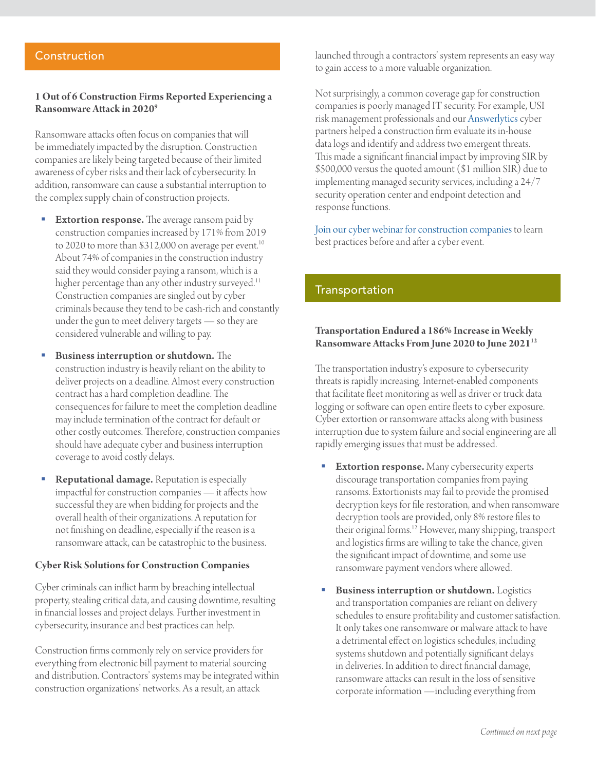## Construction

### 1 Out of 6 Construction Firms Reported Experiencing a Ransomware Attack in 2020[9]

Ransomware attacks often focus on companies that will be immediately impacted by the disruption. Construction companies are likely being targeted because of their limited awareness of cyber risks and their lack of cybersecurity. In addition, ransomware can cause a substantial interruption to the complex supply chain of construction projects.

- **Extortion response.** The average ransom paid by construction companies increased by 171% from 2019 to 2020 to more than $312,000 on average per event.[10] About 74% of companies in the construction industry said they would consider paying a ransom, which is a higher percentage than any other industry surveyed.[11] Construction companies are singled out by cyber criminals because they tend to be cash-rich and constantly under the gun to meet delivery targets — so they are considered vulnerable and willing to pay.
- **Business interruption or shutdown.** The construction industry is heavily reliant on the ability to deliver projects on a deadline. Almost every construction contract has a hard completion deadline. The consequences for failure to meet the completion deadline may include termination of the contract for default or other costly outcomes. Therefore, construction companies should have adequate cyber and business interruption coverage to avoid costly delays.
- **Reputational damage.** Reputation is especially impactful for construction companies — it affects how successful they are when bidding for projects and the overall health of their organizations. A reputation for not finishing on deadline, especially if the reason is a ransomware attack, can be catastrophic to the business.

### Cyber Risk Solutions for Construction Companies

Cyber criminals can inflict harm by breaching intellectual property, stealing critical data, and causing downtime, resulting in financial losses and project delays. Further investment in cybersecurity, insurance and best practices can help.

Construction firms commonly rely on service providers for everything from electronic bill payment to material sourcing and distribution. Contractors' systems may be integrated within construction organizations' networks. As a result, an attack launched through a contractors' system represents an easy way to gain access to a more valuable organization.

Not surprisingly, a common coverage gap for construction companies is poorly managed IT security. For example, USI risk management professionals and our Answerlytics cyber partners helped a construction firm evaluate its in-house data logs and identify and address two emergent threats. This made a significant financial impact by improving SIR by $500,000 versus the quoted amount ($1 million SIR) due to implementing managed security services, including a 24/7 security operation center and endpoint detection and response functions.

Join our cyber webinar for construction companies to learn best practices before and after a cyber event.

## Transportation

### Transportation Endured a 186% Increase in Weekly Ransomware Attacks From June 2020 to June 2021[12]

The transportation industry's exposure to cybersecurity threats is rapidly increasing. Internet-enabled components that facilitate fleet monitoring as well as driver or truck data logging or software can open entire fleets to cyber exposure. Cyber extortion or ransomware attacks along with business interruption due to system failure and social engineering are all rapidly emerging issues that must be addressed.

- **Extortion response.** Many cybersecurity experts discourage transportation companies from paying ransoms. Extortionists may fail to provide the promised decryption keys for file restoration, and when ransomware decryption tools are provided, only 8% restore files to their original forms.[12] However, many shipping, transport and logistics firms are willing to take the chance, given the significant impact of downtime, and some use ransomware payment vendors where allowed.
- **Business interruption or shutdown.** Logistics and transportation companies are reliant on delivery schedules to ensure profitability and customer satisfaction. It only takes one ransomware or malware attack to have a detrimental effect on logistics schedules, including systems shutdown and potentially significant delays in deliveries. In addition to direct financial damage, ransomware attacks can result in the loss of sensitive corporate information —including everything from

*Continued on next page*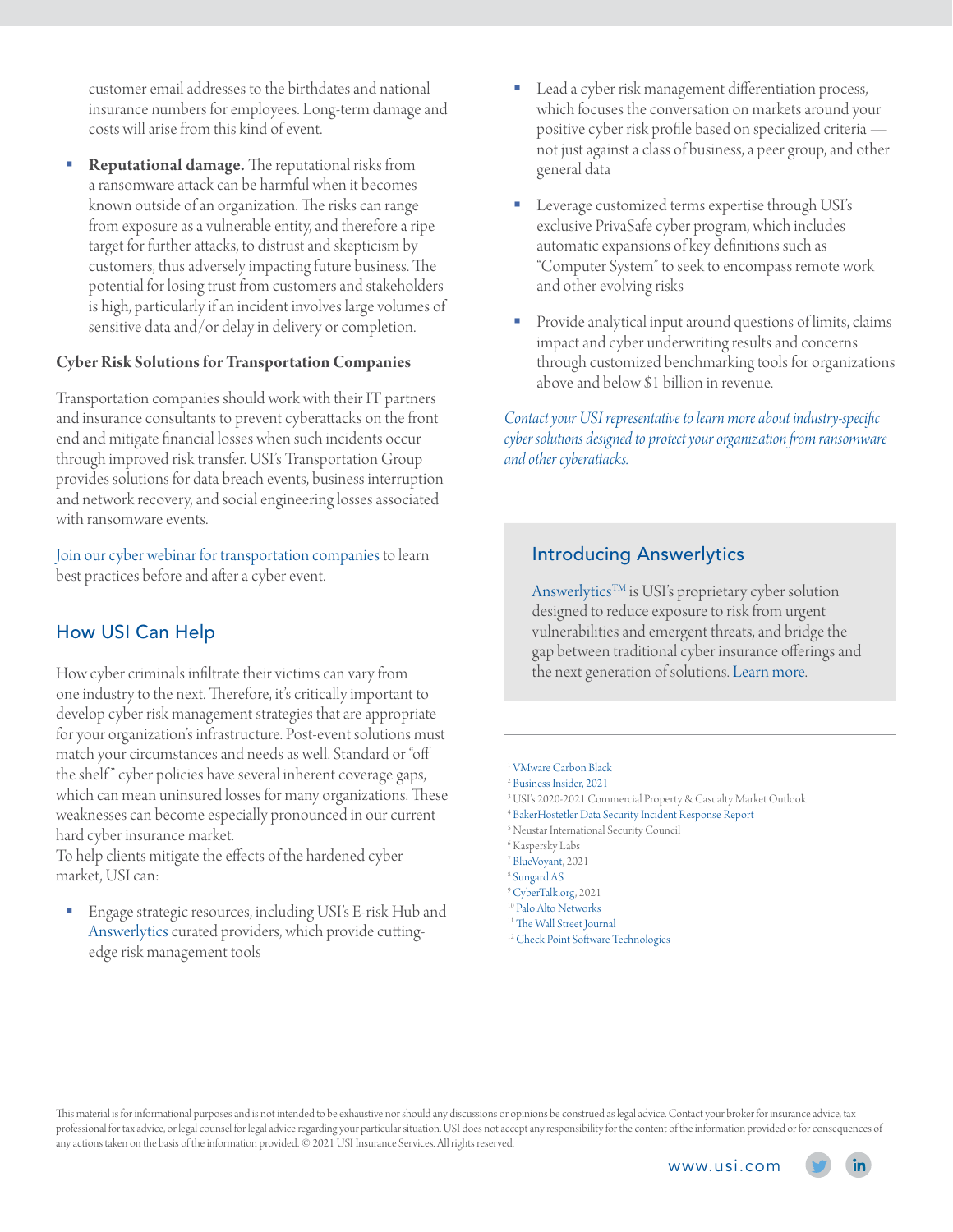customer email addresses to the birthdates and national insurance numbers for employees. Long-term damage and costs will arise from this kind of event.

- **Reputational damage.** The reputational risks from a ransomware attack can be harmful when it becomes known outside of an organization. The risks can range from exposure as a vulnerable entity, and therefore a ripe target for further attacks, to distrust and skepticism by customers, thus adversely impacting future business. The potential for losing trust from customers and stakeholders is high, particularly if an incident involves large volumes of sensitive data and/or delay in delivery or completion.

### Cyber Risk Solutions for Transportation Companies

Transportation companies should work with their IT partners and insurance consultants to prevent cyberattacks on the front end and mitigate financial losses when such incidents occur through improved risk transfer. USI's Transportation Group provides solutions for data breach events, business interruption and network recovery, and social engineering losses associated with ransomware events.

Join our cyber webinar for transportation companies to learn best practices before and after a cyber event.

## How USI Can Help

How cyber criminals infiltrate their victims can vary from one industry to the next. Therefore, it's critically important to develop cyber risk management strategies that are appropriate for your organization's infrastructure. Post-event solutions must match your circumstances and needs as well. Standard or "off the shelf" cyber policies have several inherent coverage gaps, which can mean uninsured losses for many organizations. These weaknesses can become especially pronounced in our current hard cyber insurance market.

To help clients mitigate the effects of the hardened cyber market, USI can:

- Engage strategic resources, including USI's E-risk Hub and Answerlytics curated providers, which provide cutting-edge risk management tools
- Lead a cyber risk management differentiation process, which focuses the conversation on markets around your positive cyber risk profile based on specialized criteria — not just against a class of business, a peer group, and other general data
- Leverage customized terms expertise through USI's exclusive PrivaSafe cyber program, which includes automatic expansions of key definitions such as "Computer System" to seek to encompass remote work and other evolving risks
- Provide analytical input around questions of limits, claims impact and cyber underwriting results and concerns through customized benchmarking tools for organizations above and below $1 billion in revenue.

*Contact your USI representative to learn more about industry-specific cyber solutions designed to protect your organization from ransomware and other cyberattacks.*

## Introducing Answerlytics

Answerlytics™ is USI's proprietary cyber solution designed to reduce exposure to risk from urgent vulnerabilities and emergent threats, and bridge the gap between traditional cyber insurance offerings and the next generation of solutions. Learn more.

---

[1] VMware Carbon Black
[2] Business Insider, 2021
[3] USI's 2020-2021 Commercial Property & Casualty Market Outlook
[4] BakerHostetler Data Security Incident Response Report
[5] Neustar International Security Council
[6] Kaspersky Labs
[7] BlueVoyant, 2021
[8] Sungard AS
[9] CyberTalk.org, 2021
[10] Palo Alto Networks
[11] The Wall Street Journal
[12] Check Point Software Technologies

This material is for informational purposes and is not intended to be exhaustive nor should any discussions or opinions be construed as legal advice. Contact your broker for insurance advice, tax professional for tax advice, or legal counsel for legal advice regarding your particular situation. USI does not accept any responsibility for the content of the information provided or for consequences of any actions taken on the basis of the information provided. © 2021 USI Insurance Services. All rights reserved.

www.usi.com